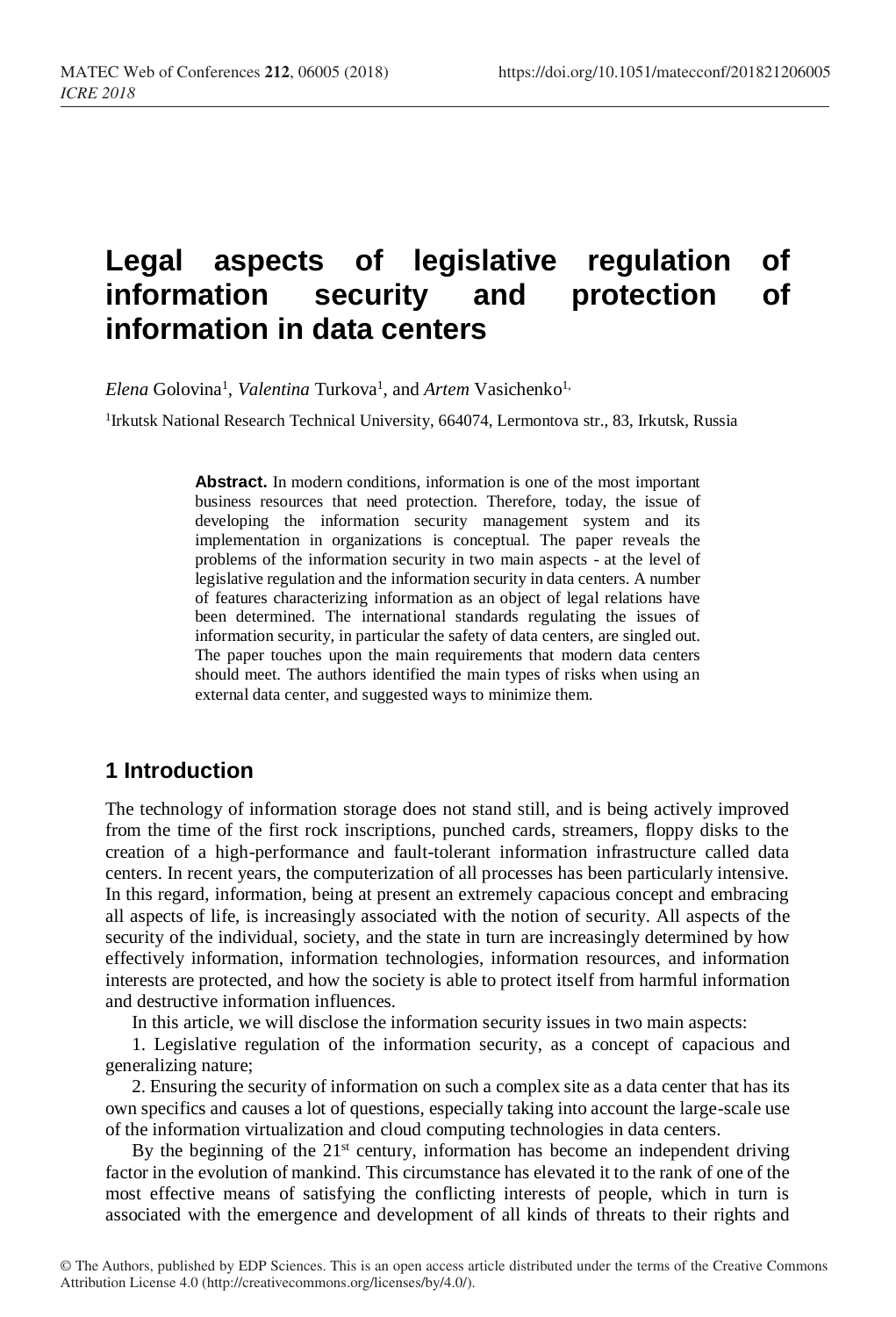# Legal aspects of legislative regulation of information security and protection of information in data centers

*Elena* Golovina[1], *Valentina* Turkova[1], and *Artem* Vasichenko[1,]

[1]Irkutsk National Research Technical University, 664074, Lermontova str., 83, Irkutsk, Russia

**Abstract.** In modern conditions, information is one of the most important business resources that need protection. Therefore, today, the issue of developing the information security management system and its implementation in organizations is conceptual. The paper reveals the problems of the information security in two main aspects - at the level of legislative regulation and the information security in data centers. A number of features characterizing information as an object of legal relations have been determined. The international standards regulating the issues of information security, in particular the safety of data centers, are singled out. The paper touches upon the main requirements that modern data centers should meet. The authors identified the main types of risks when using an external data center, and suggested ways to minimize them.

## 1 Introduction

The technology of information storage does not stand still, and is being actively improved from the time of the first rock inscriptions, punched cards, streamers, floppy disks to the creation of a high-performance and fault-tolerant information infrastructure called data centers. In recent years, the computerization of all processes has been particularly intensive. In this regard, information, being at present an extremely capacious concept and embracing all aspects of life, is increasingly associated with the notion of security. All aspects of the security of the individual, society, and the state in turn are increasingly determined by how effectively information, information technologies, information resources, and information interests are protected, and how the society is able to protect itself from harmful information and destructive information influences.

In this article, we will disclose the information security issues in two main aspects:

1. Legislative regulation of the information security, as a concept of capacious and generalizing nature;

2. Ensuring the security of information on such a complex site as a data center that has its own specifics and causes a lot of questions, especially taking into account the large-scale use of the information virtualization and cloud computing technologies in data centers.

By the beginning of the 21st century, information has become an independent driving factor in the evolution of mankind. This circumstance has elevated it to the rank of one of the most effective means of satisfying the conflicting interests of people, which in turn is associated with the emergence and development of all kinds of threats to their rights and

© The Authors, published by EDP Sciences. This is an open access article distributed under the terms of the Creative Commons Attribution License 4.0 (http://creativecommons.org/licenses/by/4.0/).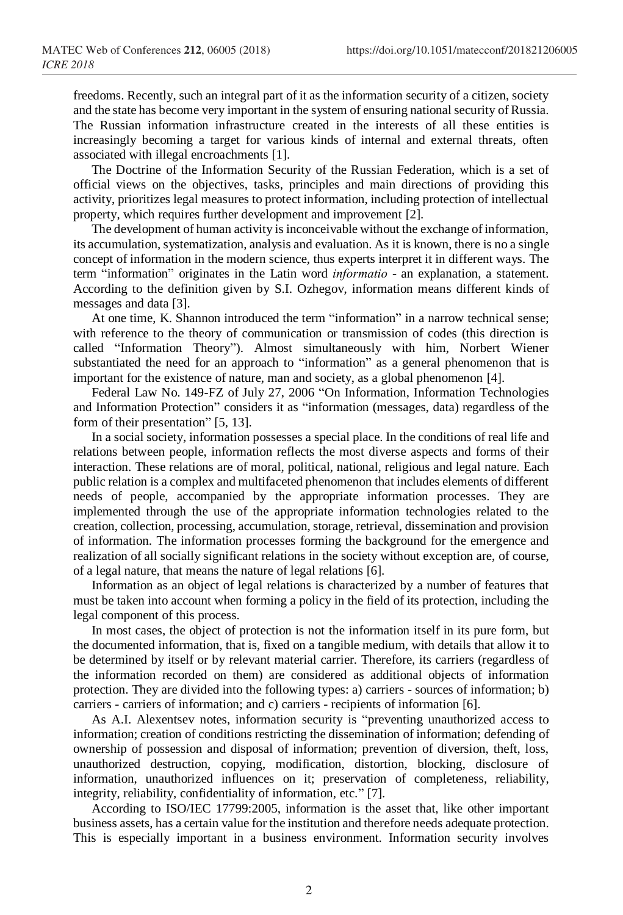freedoms. Recently, such an integral part of it as the information security of a citizen, society and the state has become very important in the system of ensuring national security of Russia. The Russian information infrastructure created in the interests of all these entities is increasingly becoming a target for various kinds of internal and external threats, often associated with illegal encroachments [1].

The Doctrine of the Information Security of the Russian Federation, which is a set of official views on the objectives, tasks, principles and main directions of providing this activity, prioritizes legal measures to protect information, including protection of intellectual property, which requires further development and improvement [2].

The development of human activity is inconceivable without the exchange of information, its accumulation, systematization, analysis and evaluation. As it is known, there is no a single concept of information in the modern science, thus experts interpret it in different ways. The term "information" originates in the Latin word *informatio* - an explanation, a statement. According to the definition given by S.I. Ozhegov, information means different kinds of messages and data [3].

At one time, K. Shannon introduced the term "information" in a narrow technical sense; with reference to the theory of communication or transmission of codes (this direction is called "Information Theory"). Almost simultaneously with him, Norbert Wiener substantiated the need for an approach to "information" as a general phenomenon that is important for the existence of nature, man and society, as a global phenomenon [4].

Federal Law No. 149-FZ of July 27, 2006 "On Information, Information Technologies and Information Protection" considers it as "information (messages, data) regardless of the form of their presentation" [5, 13].

In a social society, information possesses a special place. In the conditions of real life and relations between people, information reflects the most diverse aspects and forms of their interaction. These relations are of moral, political, national, religious and legal nature. Each public relation is a complex and multifaceted phenomenon that includes elements of different needs of people, accompanied by the appropriate information processes. They are implemented through the use of the appropriate information technologies related to the creation, collection, processing, accumulation, storage, retrieval, dissemination and provision of information. The information processes forming the background for the emergence and realization of all socially significant relations in the society without exception are, of course, of a legal nature, that means the nature of legal relations [6].

Information as an object of legal relations is characterized by a number of features that must be taken into account when forming a policy in the field of its protection, including the legal component of this process.

In most cases, the object of protection is not the information itself in its pure form, but the documented information, that is, fixed on a tangible medium, with details that allow it to be determined by itself or by relevant material carrier. Therefore, its carriers (regardless of the information recorded on them) are considered as additional objects of information protection. They are divided into the following types: a) carriers - sources of information; b) carriers - carriers of information; and c) carriers - recipients of information [6].

As A.I. Alexentsev notes, information security is "preventing unauthorized access to information; creation of conditions restricting the dissemination of information; defending of ownership of possession and disposal of information; prevention of diversion, theft, loss, unauthorized destruction, copying, modification, distortion, blocking, disclosure of information, unauthorized influences on it; preservation of completeness, reliability, integrity, reliability, confidentiality of information, etc." [7].

According to ISO/IEC 17799:2005, information is the asset that, like other important business assets, has a certain value for the institution and therefore needs adequate protection. This is especially important in a business environment. Information security involves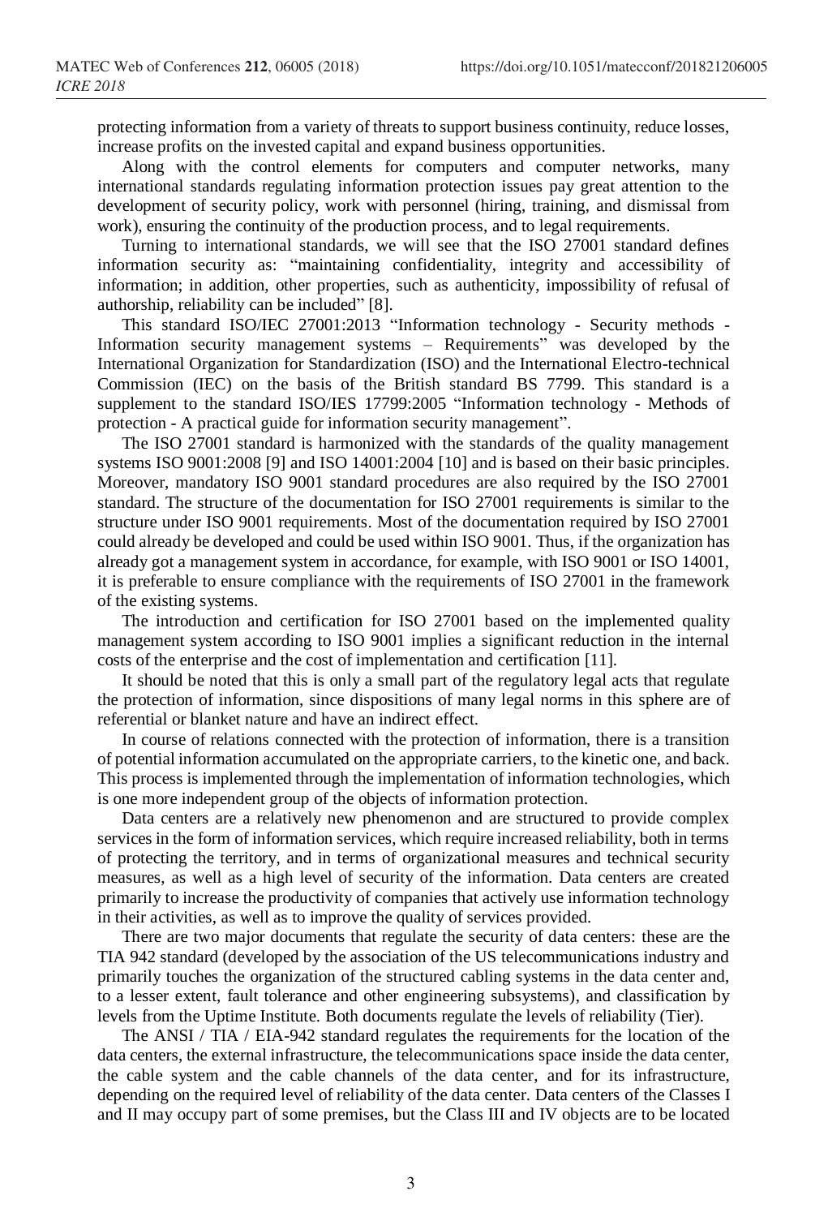protecting information from a variety of threats to support business continuity, reduce losses, increase profits on the invested capital and expand business opportunities.

Along with the control elements for computers and computer networks, many international standards regulating information protection issues pay great attention to the development of security policy, work with personnel (hiring, training, and dismissal from work), ensuring the continuity of the production process, and to legal requirements.

Turning to international standards, we will see that the ISO 27001 standard defines information security as: "maintaining confidentiality, integrity and accessibility of information; in addition, other properties, such as authenticity, impossibility of refusal of authorship, reliability can be included" [8].

This standard ISO/IEC 27001:2013 "Information technology - Security methods - Information security management systems – Requirements" was developed by the International Organization for Standardization (ISO) and the International Electro-technical Commission (IEC) on the basis of the British standard BS 7799. This standard is a supplement to the standard ISO/IES 17799:2005 "Information technology - Methods of protection - A practical guide for information security management".

The ISO 27001 standard is harmonized with the standards of the quality management systems ISO 9001:2008 [9] and ISO 14001:2004 [10] and is based on their basic principles. Moreover, mandatory ISO 9001 standard procedures are also required by the ISO 27001 standard. The structure of the documentation for ISO 27001 requirements is similar to the structure under ISO 9001 requirements. Most of the documentation required by ISO 27001 could already be developed and could be used within ISO 9001. Thus, if the organization has already got a management system in accordance, for example, with ISO 9001 or ISO 14001, it is preferable to ensure compliance with the requirements of ISO 27001 in the framework of the existing systems.

The introduction and certification for ISO 27001 based on the implemented quality management system according to ISO 9001 implies a significant reduction in the internal costs of the enterprise and the cost of implementation and certification [11].

It should be noted that this is only a small part of the regulatory legal acts that regulate the protection of information, since dispositions of many legal norms in this sphere are of referential or blanket nature and have an indirect effect.

In course of relations connected with the protection of information, there is a transition of potential information accumulated on the appropriate carriers, to the kinetic one, and back. This process is implemented through the implementation of information technologies, which is one more independent group of the objects of information protection.

Data centers are a relatively new phenomenon and are structured to provide complex services in the form of information services, which require increased reliability, both in terms of protecting the territory, and in terms of organizational measures and technical security measures, as well as a high level of security of the information. Data centers are created primarily to increase the productivity of companies that actively use information technology in their activities, as well as to improve the quality of services provided.

There are two major documents that regulate the security of data centers: these are the TIA 942 standard (developed by the association of the US telecommunications industry and primarily touches the organization of the structured cabling systems in the data center and, to a lesser extent, fault tolerance and other engineering subsystems), and classification by levels from the Uptime Institute. Both documents regulate the levels of reliability (Tier).

The ANSI / TIA / EIA-942 standard regulates the requirements for the location of the data centers, the external infrastructure, the telecommunications space inside the data center, the cable system and the cable channels of the data center, and for its infrastructure, depending on the required level of reliability of the data center. Data centers of the Classes I and II may occupy part of some premises, but the Class III and IV objects are to be located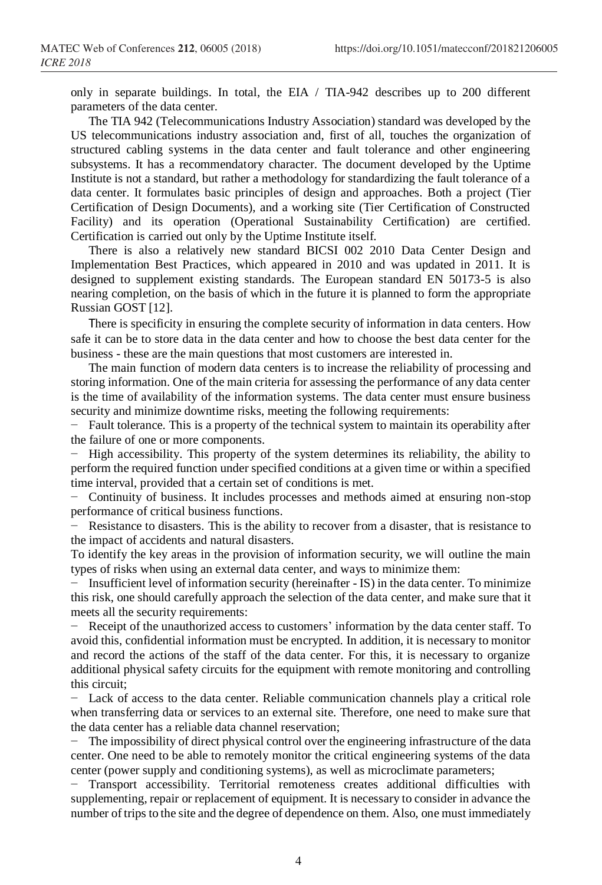only in separate buildings. In total, the EIA / TIA-942 describes up to 200 different parameters of the data center.

The TIA 942 (Telecommunications Industry Association) standard was developed by the US telecommunications industry association and, first of all, touches the organization of structured cabling systems in the data center and fault tolerance and other engineering subsystems. It has a recommendatory character. The document developed by the Uptime Institute is not a standard, but rather a methodology for standardizing the fault tolerance of a data center. It formulates basic principles of design and approaches. Both a project (Tier Certification of Design Documents), and a working site (Tier Certification of Constructed Facility) and its operation (Operational Sustainability Certification) are certified. Certification is carried out only by the Uptime Institute itself.

There is also a relatively new standard BICSI 002 2010 Data Center Design and Implementation Best Practices, which appeared in 2010 and was updated in 2011. It is designed to supplement existing standards. The European standard EN 50173-5 is also nearing completion, on the basis of which in the future it is planned to form the appropriate Russian GOST [12].

There is specificity in ensuring the complete security of information in data centers. How safe it can be to store data in the data center and how to choose the best data center for the business - these are the main questions that most customers are interested in.

The main function of modern data centers is to increase the reliability of processing and storing information. One of the main criteria for assessing the performance of any data center is the time of availability of the information systems. The data center must ensure business security and minimize downtime risks, meeting the following requirements:

- Fault tolerance. This is a property of the technical system to maintain its operability after the failure of one or more components.
- High accessibility. This property of the system determines its reliability, the ability to perform the required function under specified conditions at a given time or within a specified time interval, provided that a certain set of conditions is met.
- Continuity of business. It includes processes and methods aimed at ensuring non-stop performance of critical business functions.
- Resistance to disasters. This is the ability to recover from a disaster, that is resistance to the impact of accidents and natural disasters.

To identify the key areas in the provision of information security, we will outline the main types of risks when using an external data center, and ways to minimize them:

- Insufficient level of information security (hereinafter - IS) in the data center. To minimize this risk, one should carefully approach the selection of the data center, and make sure that it meets all the security requirements:
- Receipt of the unauthorized access to customers' information by the data center staff. To avoid this, confidential information must be encrypted. In addition, it is necessary to monitor and record the actions of the staff of the data center. For this, it is necessary to organize additional physical safety circuits for the equipment with remote monitoring and controlling this circuit;
- Lack of access to the data center. Reliable communication channels play a critical role when transferring data or services to an external site. Therefore, one need to make sure that the data center has a reliable data channel reservation;
- The impossibility of direct physical control over the engineering infrastructure of the data center. One need to be able to remotely monitor the critical engineering systems of the data center (power supply and conditioning systems), as well as microclimate parameters;
- Transport accessibility. Territorial remoteness creates additional difficulties with supplementing, repair or replacement of equipment. It is necessary to consider in advance the number of trips to the site and the degree of dependence on them. Also, one must immediately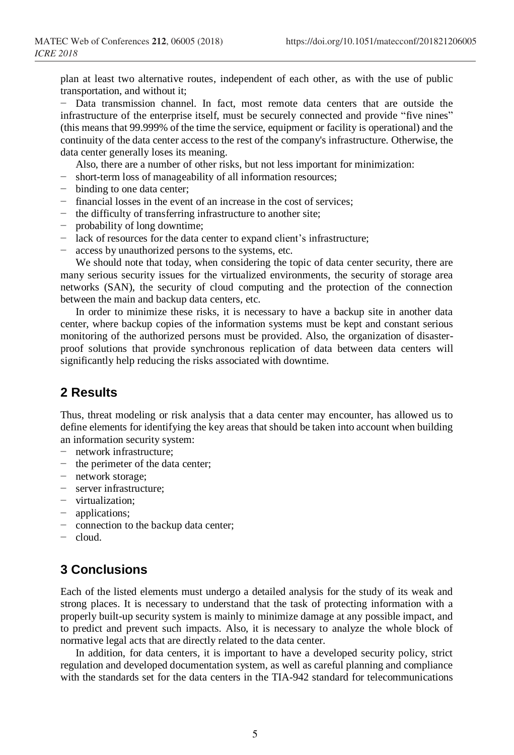plan at least two alternative routes, independent of each other, as with the use of public transportation, and without it;

− Data transmission channel. In fact, most remote data centers that are outside the infrastructure of the enterprise itself, must be securely connected and provide "five nines" (this means that 99.999% of the time the service, equipment or facility is operational) and the continuity of the data center access to the rest of the company's infrastructure. Otherwise, the data center generally loses its meaning.

Also, there are a number of other risks, but not less important for minimization:

− short-term loss of manageability of all information resources;
− binding to one data center;
− financial losses in the event of an increase in the cost of services;
− the difficulty of transferring infrastructure to another site;
− probability of long downtime;
− lack of resources for the data center to expand client's infrastructure;
− access by unauthorized persons to the systems, etc.

We should note that today, when considering the topic of data center security, there are many serious security issues for the virtualized environments, the security of storage area networks (SAN), the security of cloud computing and the protection of the connection between the main and backup data centers, etc.

In order to minimize these risks, it is necessary to have a backup site in another data center, where backup copies of the information systems must be kept and constant serious monitoring of the authorized persons must be provided. Also, the organization of disaster-proof solutions that provide synchronous replication of data between data centers will significantly help reducing the risks associated with downtime.

## 2 Results

Thus, threat modeling or risk analysis that a data center may encounter, has allowed us to define elements for identifying the key areas that should be taken into account when building an information security system:

− network infrastructure;
− the perimeter of the data center;
− network storage;
− server infrastructure;
− virtualization;
− applications;
− connection to the backup data center;
− cloud.

## 3 Conclusions

Each of the listed elements must undergo a detailed analysis for the study of its weak and strong places. It is necessary to understand that the task of protecting information with a properly built-up security system is mainly to minimize damage at any possible impact, and to predict and prevent such impacts. Also, it is necessary to analyze the whole block of normative legal acts that are directly related to the data center.

In addition, for data centers, it is important to have a developed security policy, strict regulation and developed documentation system, as well as careful planning and compliance with the standards set for the data centers in the TIA-942 standard for telecommunications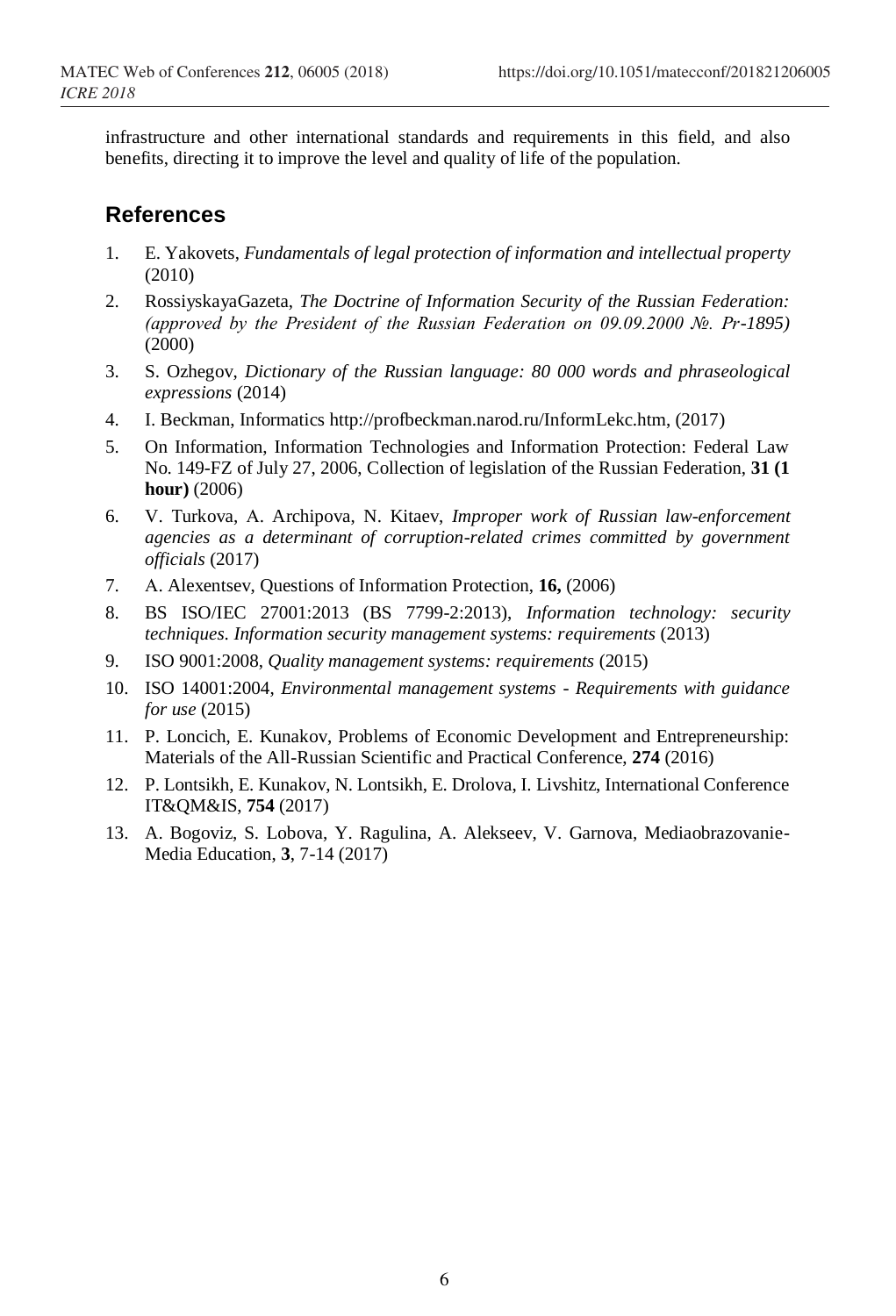infrastructure and other international standards and requirements in this field, and also benefits, directing it to improve the level and quality of life of the population.

## References

1. E. Yakovets, *Fundamentals of legal protection of information and intellectual property* (2010)
2. RossiyskayaGazeta, *The Doctrine of Information Security of the Russian Federation: (approved by the President of the Russian Federation on 09.09.2000 №. Pr-1895)* (2000)
3. S. Ozhegov, *Dictionary of the Russian language: 80 000 words and phraseological expressions* (2014)
4. I. Beckman, Informatics http://profbeckman.narod.ru/InformLekc.htm, (2017)
5. On Information, Information Technologies and Information Protection: Federal Law No. 149-FZ of July 27, 2006, Collection of legislation of the Russian Federation, **31 (1 hour)** (2006)
6. V. Turkova, A. Archipova, N. Kitaev, *Improper work of Russian law-enforcement agencies as a determinant of corruption-related crimes committed by government officials* (2017)
7. A. Alexentsev, Questions of Information Protection, **16,** (2006)
8. BS ISO/IEC 27001:2013 (BS 7799-2:2013), *Information technology: security techniques. Information security management systems: requirements* (2013)
9. ISO 9001:2008, *Quality management systems: requirements* (2015)
10. ISO 14001:2004, *Environmental management systems - Requirements with guidance for use* (2015)
11. P. Loncich, E. Kunakov, Problems of Economic Development and Entrepreneurship: Materials of the All-Russian Scientific and Practical Conference, **274** (2016)
12. P. Lontsikh, E. Kunakov, N. Lontsikh, E. Drolova, I. Livshitz, International Conference IT&QM&IS, **754** (2017)
13. A. Bogoviz, S. Lobova, Y. Ragulina, A. Alekseev, V. Garnova, Mediaobrazovanie-Media Education, **3**, 7-14 (2017)